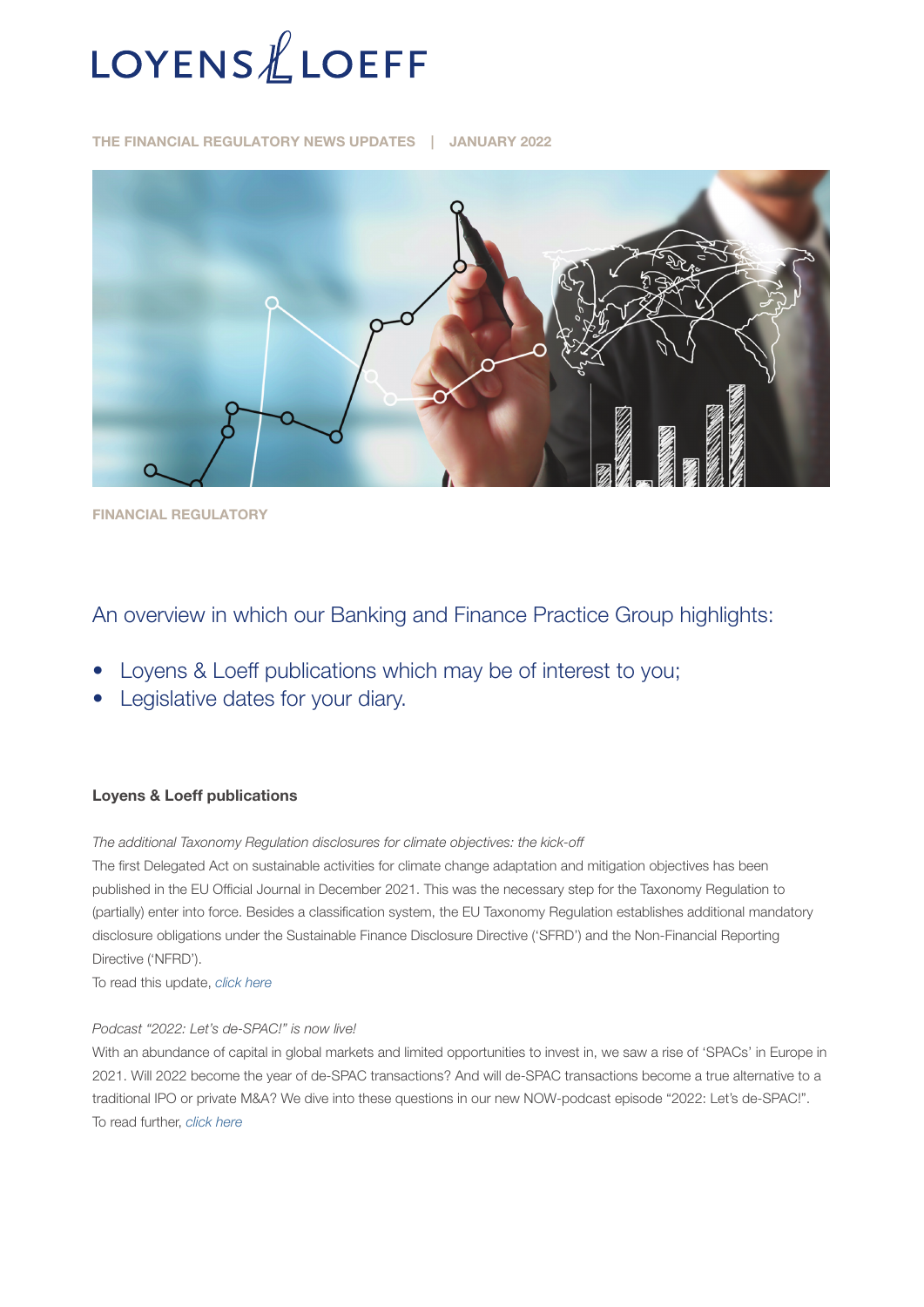# LOYENS & LOEFF

THE FINANCIAL REGULATORY NEWS UPDATES | JANUARY 2022

FINANCIAL REGULATORY

## An overview in which our Banking and Finance Practice Group highlights:

- Loyens & Loeff publications which may be of interest to you;
- Legislative dates for your diary.

### Loyens & Loeff publications

*The additional Taxonomy Regulation disclosures for climate objectives: the kick-off*

The first Delegated Act on sustainable activities for climate change adaptation and mitigation objectives has been published in the EU Official Journal in December 2021. This was the necessary step for the Taxonomy Regulation to (partially) enter into force. Besides a classification system, the EU Taxonomy Regulation establishes additional mandatory disclosure obligations under the Sustainable Finance Disclosure Directive ('SFRD') and the Non-Financial Reporting Directive ('NFRD').

To read this update, *click here*

*Podcast "2022: Let's de-SPAC!" is now live!*

With an abundance of capital in global markets and limited opportunities to invest in, we saw a rise of 'SPACs' in Europe in 2021. Will 2022 become the year of de-SPAC transactions? And will de-SPAC transactions become a true alternative to a traditional IPO or private M&A? We dive into these questions in our new NOW-podcast episode "2022: Let's de-SPAC!".

To read further, *click here*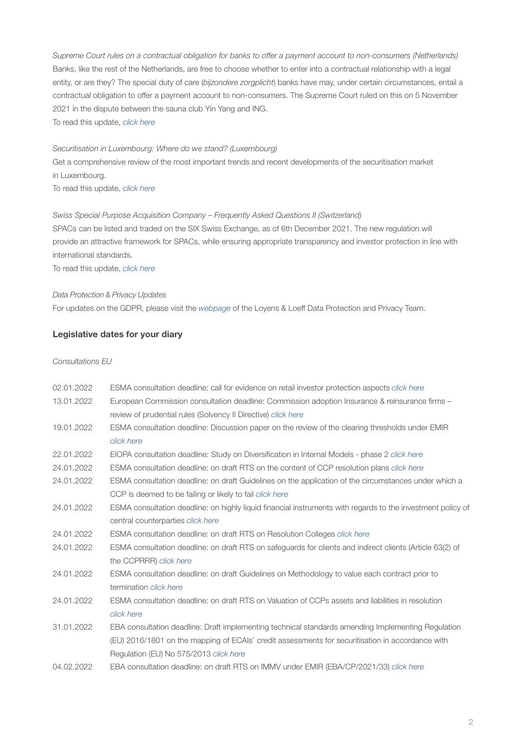*Supreme Court rules on a contractual obligation for banks to offer a payment account to non-consumers (Netherlands)*
Banks, like the rest of the Netherlands, are free to choose whether to enter into a contractual relationship with a legal entity, or are they? The special duty of care (*bijzondere zorgplicht*) banks have may, under certain circumstances, entail a contractual obligation to offer a payment account to non-consumers. The Supreme Court ruled on this on 5 November 2021 in the dispute between the sauna club Yin Yang and ING.
To read this update, *click here*

*Securitisation in Luxembourg: Where do we stand? (Luxembourg)*
Get a comprehensive review of the most important trends and recent developments of the securitisation market in Luxembourg.
To read this update, *click here*

*Swiss Special Purpose Acquisition Company – Frequently Asked Questions II (Switzerland)*
SPACs can be listed and traded on the SIX Swiss Exchange, as of 6th December 2021. The new regulation will provide an attractive framework for SPACs, while ensuring appropriate transparency and investor protection in line with international standards.
To read this update, *click here*

*Data Protection & Privacy Updates*
For updates on the GDPR, please visit the *webpage* of the Loyens & Loeff Data Protection and Privacy Team.

**Legislative dates for your diary**

*Consultations EU*

| | |
|---|---|
| 02.01.2022 | ESMA consultation deadline: call for evidence on retail investor protection aspects *click here* |
| 13.01.2022 | European Commission consultation deadline: Commission adoption Insurance & reinsurance firms – review of prudential rules (Solvency II Directive) *click here* |
| 19.01.2022 | ESMA consultation deadline: Discussion paper on the review of the clearing thresholds under EMIR *click here* |
| 22.01.2022 | EIOPA consultation deadline: Study on Diversification in Internal Models - phase 2 *click here* |
| 24.01.2022 | ESMA consultation deadline: on draft RTS on the content of CCP resolution plans *click here* |
| 24.01.2022 | ESMA consultation deadline: on draft Guidelines on the application of the circumstances under which a CCP is deemed to be failing or likely to fail *click here* |
| 24.01.2022 | ESMA consultation deadline: on highly liquid financial instruments with regards to the investment policy of central counterparties *click here* |
| 24.01.2022 | ESMA consultation deadline: on draft RTS on Resolution Colleges *click here* |
| 24.01.2022 | ESMA consultation deadline: on draft RTS on safeguards for clients and indirect clients (Article 63(2) of the CCPRRR) *click here* |
| 24.01.2022 | ESMA consultation deadline: on draft Guidelines on Methodology to value each contract prior to termination *click here* |
| 24.01.2022 | ESMA consultation deadline: on draft RTS on Valuation of CCPs assets and liabilities in resolution *click here* |
| 31.01.2022 | EBA consultation deadline: Draft implementing technical standards amending Implementing Regulation (EU) 2016/1801 on the mapping of ECAIs' credit assessments for securitisation in accordance with Regulation (EU) No 575/2013 *click here* |
| 04.02.2022 | EBA consultation deadline: on draft RTS on IMMV under EMIR (EBA/CP/2021/33) *click here* |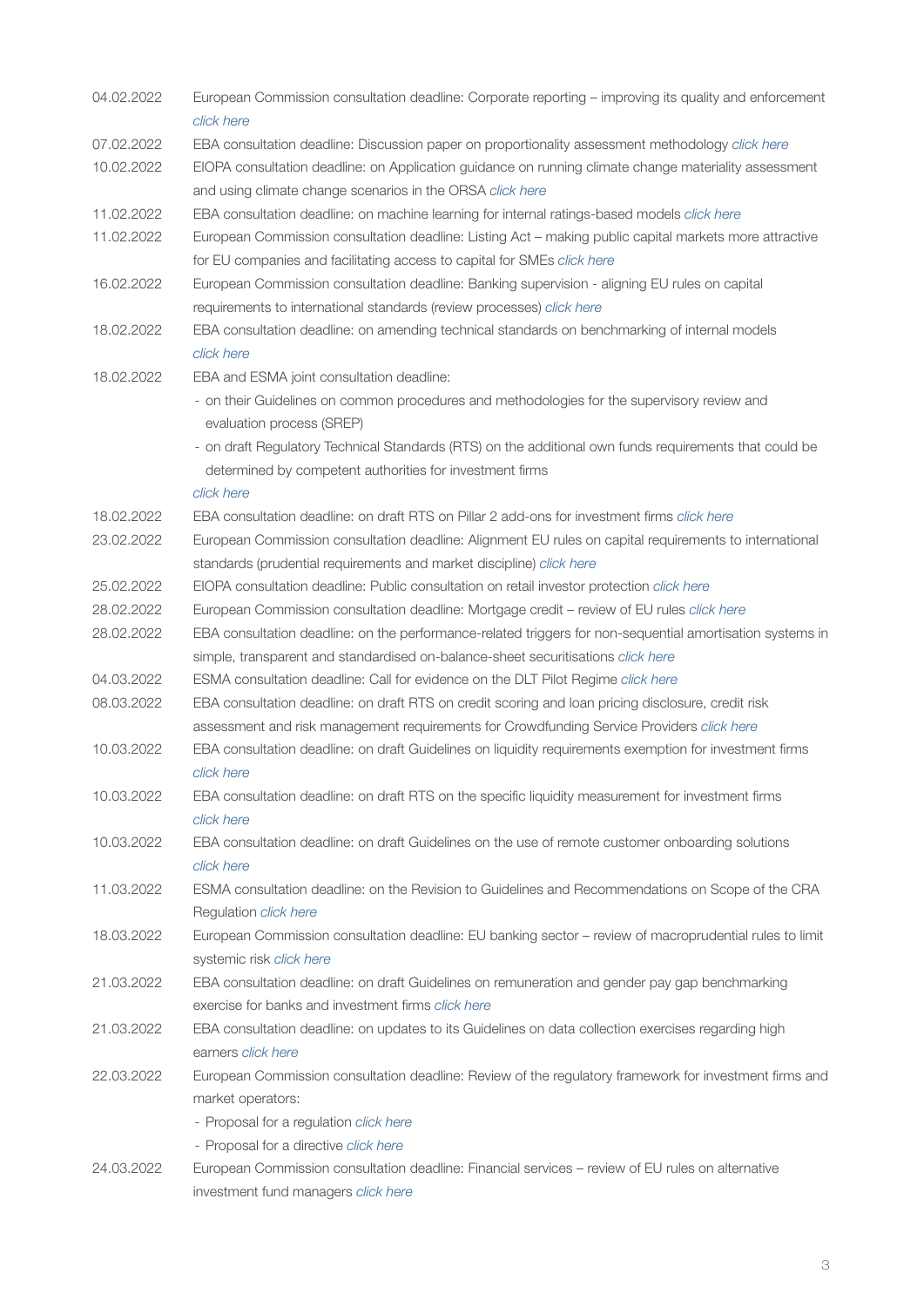| | |
|---|---|
| 04.02.2022 | European Commission consultation deadline: Corporate reporting – improving its quality and enforcement *click here* |
| 07.02.2022 | EBA consultation deadline: Discussion paper on proportionality assessment methodology *click here* |
| 10.02.2022 | EIOPA consultation deadline: on Application guidance on running climate change materiality assessment and using climate change scenarios in the ORSA *click here* |
| 11.02.2022 | EBA consultation deadline: on machine learning for internal ratings-based models *click here* |
| 11.02.2022 | European Commission consultation deadline: Listing Act – making public capital markets more attractive for EU companies and facilitating access to capital for SMEs *click here* |
| 16.02.2022 | European Commission consultation deadline: Banking supervision - aligning EU rules on capital requirements to international standards (review processes) *click here* |
| 18.02.2022 | EBA consultation deadline: on amending technical standards on benchmarking of internal models *click here* |
| 18.02.2022 | EBA and ESMA joint consultation deadline:<br>- on their Guidelines on common procedures and methodologies for the supervisory review and evaluation process (SREP)<br>- on draft Regulatory Technical Standards (RTS) on the additional own funds requirements that could be determined by competent authorities for investment firms<br>*click here* |
| 18.02.2022 | EBA consultation deadline: on draft RTS on Pillar 2 add-ons for investment firms *click here* |
| 23.02.2022 | European Commission consultation deadline: Alignment EU rules on capital requirements to international standards (prudential requirements and market discipline) *click here* |
| 25.02.2022 | EIOPA consultation deadline: Public consultation on retail investor protection *click here* |
| 28.02.2022 | European Commission consultation deadline: Mortgage credit – review of EU rules *click here* |
| 28.02.2022 | EBA consultation deadline: on the performance-related triggers for non-sequential amortisation systems in simple, transparent and standardised on-balance-sheet securitisations *click here* |
| 04.03.2022 | ESMA consultation deadline: Call for evidence on the DLT Pilot Regime *click here* |
| 08.03.2022 | EBA consultation deadline: on draft RTS on credit scoring and loan pricing disclosure, credit risk assessment and risk management requirements for Crowdfunding Service Providers *click here* |
| 10.03.2022 | EBA consultation deadline: on draft Guidelines on liquidity requirements exemption for investment firms *click here* |
| 10.03.2022 | EBA consultation deadline: on draft RTS on the specific liquidity measurement for investment firms *click here* |
| 10.03.2022 | EBA consultation deadline: on draft Guidelines on the use of remote customer onboarding solutions *click here* |
| 11.03.2022 | ESMA consultation deadline: on the Revision to Guidelines and Recommendations on Scope of the CRA Regulation *click here* |
| 18.03.2022 | European Commission consultation deadline: EU banking sector – review of macroprudential rules to limit systemic risk *click here* |
| 21.03.2022 | EBA consultation deadline: on draft Guidelines on remuneration and gender pay gap benchmarking exercise for banks and investment firms *click here* |
| 21.03.2022 | EBA consultation deadline: on updates to its Guidelines on data collection exercises regarding high earners *click here* |
| 22.03.2022 | European Commission consultation deadline: Review of the regulatory framework for investment firms and market operators:<br>- Proposal for a regulation *click here*<br>- Proposal for a directive *click here* |
| 24.03.2022 | European Commission consultation deadline: Financial services – review of EU rules on alternative investment fund managers *click here* |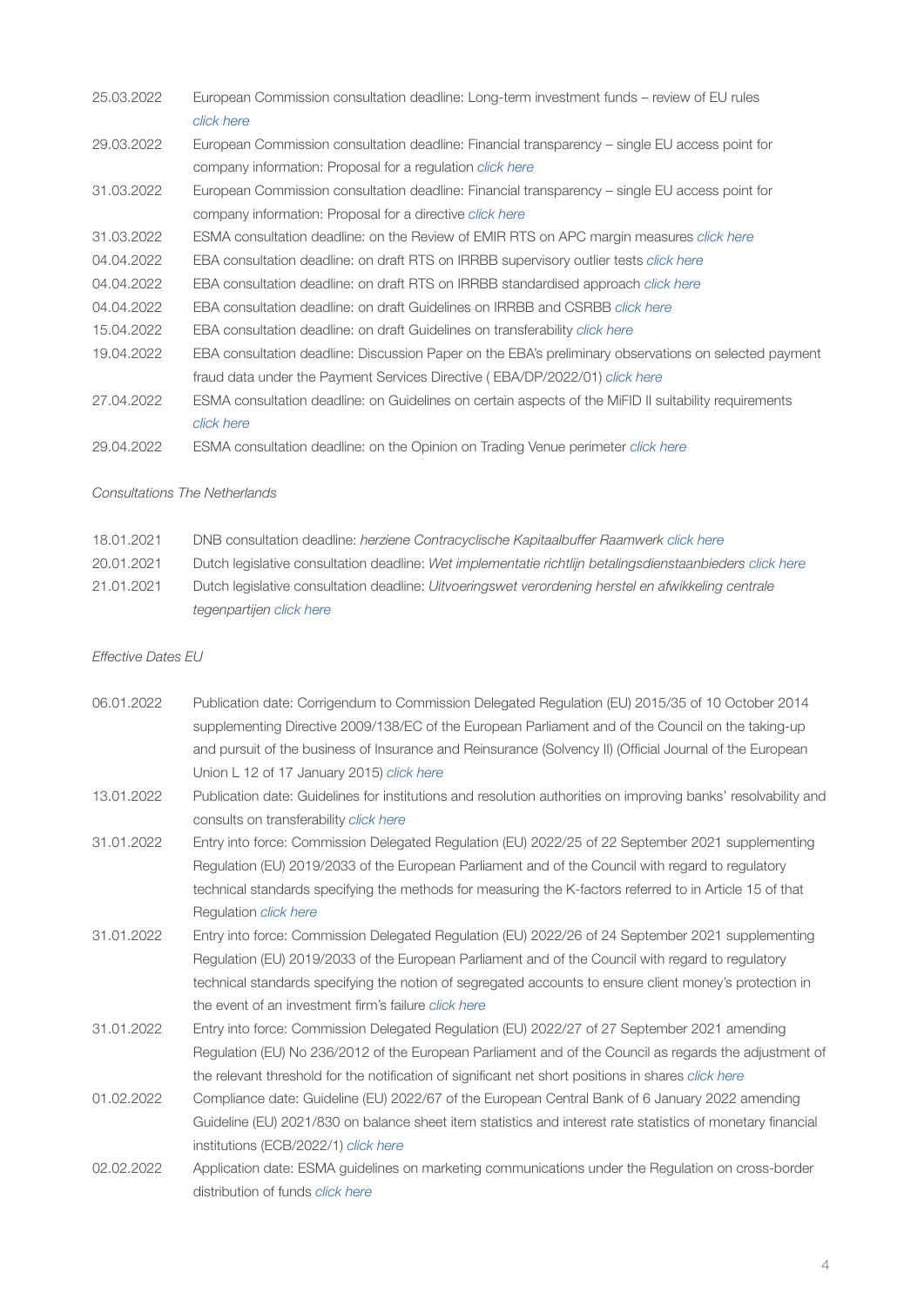| | |
|---|---|
| 25.03.2022 | European Commission consultation deadline: Long-term investment funds – review of EU rules *click here* |
| 29.03.2022 | European Commission consultation deadline: Financial transparency – single EU access point for company information: Proposal for a regulation *click here* |
| 31.03.2022 | European Commission consultation deadline: Financial transparency – single EU access point for company information: Proposal for a directive *click here* |
| 31.03.2022 | ESMA consultation deadline: on the Review of EMIR RTS on APC margin measures *click here* |
| 04.04.2022 | EBA consultation deadline: on draft RTS on IRRBB supervisory outlier tests *click here* |
| 04.04.2022 | EBA consultation deadline: on draft RTS on IRRBB standardised approach *click here* |
| 04.04.2022 | EBA consultation deadline: on draft Guidelines on IRRBB and CSRBB *click here* |
| 15.04.2022 | EBA consultation deadline: on draft Guidelines on transferability *click here* |
| 19.04.2022 | EBA consultation deadline: Discussion Paper on the EBA's preliminary observations on selected payment fraud data under the Payment Services Directive ( EBA/DP/2022/01) *click here* |
| 27.04.2022 | ESMA consultation deadline: on Guidelines on certain aspects of the MiFID II suitability requirements *click here* |
| 29.04.2022 | ESMA consultation deadline: on the Opinion on Trading Venue perimeter *click here* |

*Consultations The Netherlands*

| | |
|---|---|
| 18.01.2021 | DNB consultation deadline: *herziene Contracyclische Kapitaalbuffer Raamwerk* *click here* |
| 20.01.2021 | Dutch legislative consultation deadline: *Wet implementatie richtlijn betalingsdienstaanbieders* *click here* |
| 21.01.2021 | Dutch legislative consultation deadline: *Uitvoeringswet verordening herstel en afwikkeling centrale tegenpartijen* *click here* |

*Effective Dates EU*

| | |
|---|---|
| 06.01.2022 | Publication date: Corrigendum to Commission Delegated Regulation (EU) 2015/35 of 10 October 2014 supplementing Directive 2009/138/EC of the European Parliament and of the Council on the taking-up and pursuit of the business of Insurance and Reinsurance (Solvency II) (Official Journal of the European Union L 12 of 17 January 2015) *click here* |
| 13.01.2022 | Publication date: Guidelines for institutions and resolution authorities on improving banks' resolvability and consults on transferability *click here* |
| 31.01.2022 | Entry into force: Commission Delegated Regulation (EU) 2022/25 of 22 September 2021 supplementing Regulation (EU) 2019/2033 of the European Parliament and of the Council with regard to regulatory technical standards specifying the methods for measuring the K-factors referred to in Article 15 of that Regulation *click here* |
| 31.01.2022 | Entry into force: Commission Delegated Regulation (EU) 2022/26 of 24 September 2021 supplementing Regulation (EU) 2019/2033 of the European Parliament and of the Council with regard to regulatory technical standards specifying the notion of segregated accounts to ensure client money's protection in the event of an investment firm's failure *click here* |
| 31.01.2022 | Entry into force: Commission Delegated Regulation (EU) 2022/27 of 27 September 2021 amending Regulation (EU) No 236/2012 of the European Parliament and of the Council as regards the adjustment of the relevant threshold for the notification of significant net short positions in shares *click here* |
| 01.02.2022 | Compliance date: Guideline (EU) 2022/67 of the European Central Bank of 6 January 2022 amending Guideline (EU) 2021/830 on balance sheet item statistics and interest rate statistics of monetary financial institutions (ECB/2022/1) *click here* |
| 02.02.2022 | Application date: ESMA guidelines on marketing communications under the Regulation on cross-border distribution of funds *click here* |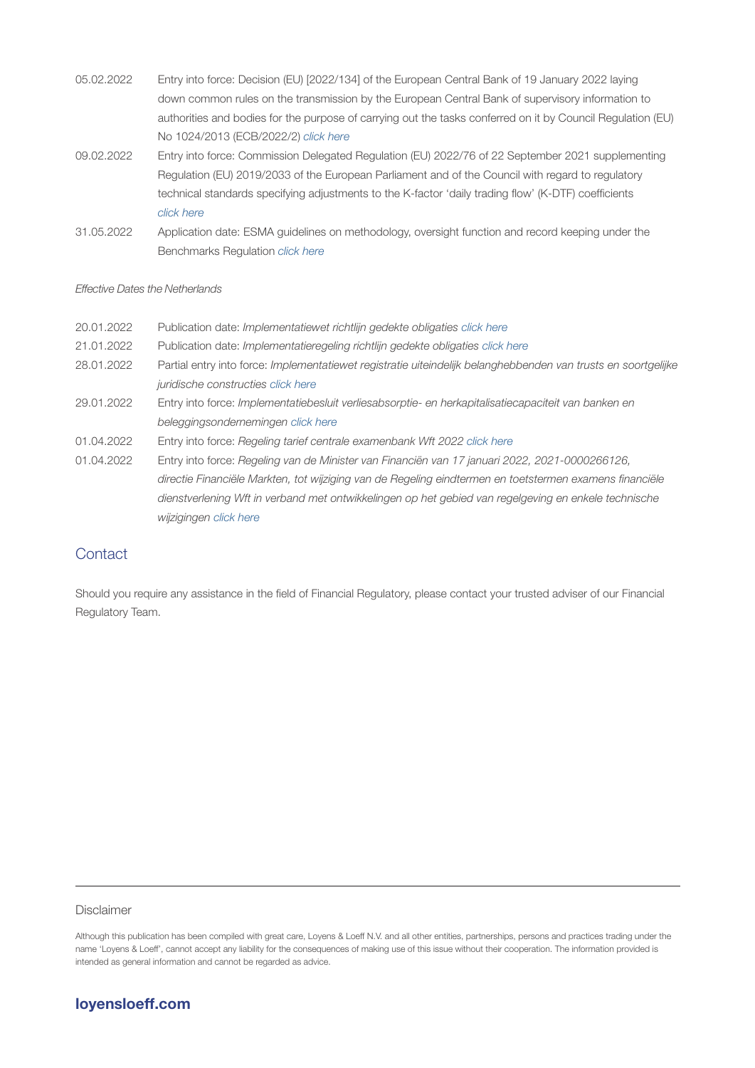| | |
|---|---|
| 05.02.2022 | Entry into force: Decision (EU) [2022/134] of the European Central Bank of 19 January 2022 laying down common rules on the transmission by the European Central Bank of supervisory information to authorities and bodies for the purpose of carrying out the tasks conferred on it by Council Regulation (EU) No 1024/2013 (ECB/2022/2) *click here* |
| 09.02.2022 | Entry into force: Commission Delegated Regulation (EU) 2022/76 of 22 September 2021 supplementing Regulation (EU) 2019/2033 of the European Parliament and of the Council with regard to regulatory technical standards specifying adjustments to the K-factor 'daily trading flow' (K-DTF) coefficients *click here* |
| 31.05.2022 | Application date: ESMA guidelines on methodology, oversight function and record keeping under the Benchmarks Regulation *click here* |

*Effective Dates the Netherlands*

| | |
|---|---|
| 20.01.2022 | Publication date: *Implementatiewet richtlijn gedekte obligaties* click here |
| 21.01.2022 | Publication date: *Implementatieregeling richtlijn gedekte obligaties* click here |
| 28.01.2022 | Partial entry into force: *Implementatiewet registratie uiteindelijk belanghebbenden van trusts en soortgelijke juridische constructies* click here |
| 29.01.2022 | Entry into force: *Implementatiebesluit verliesabsorptie- en herkapitalisatiecapaciteit van banken en beleggingsondernemingen* click here |
| 01.04.2022 | Entry into force: *Regeling tarief centrale examenbank Wft 2022* click here |
| 01.04.2022 | Entry into force: *Regeling van de Minister van Financiën van 17 januari 2022, 2021-0000266126, directie Financiële Markten, tot wijziging van de Regeling eindtermen en toetstermen examens financiële dienstverlening Wft in verband met ontwikkelingen op het gebied van regelgeving en enkele technische wijzigingen* click here |

## Contact

Should you require any assistance in the field of Financial Regulatory, please contact your trusted adviser of our Financial Regulatory Team.

Disclaimer

Although this publication has been compiled with great care, Loyens & Loeff N.V. and all other entities, partnerships, persons and practices trading under the name 'Loyens & Loeff', cannot accept any liability for the consequences of making use of this issue without their cooperation. The information provided is intended as general information and cannot be regarded as advice.

**loyensloeff.com**